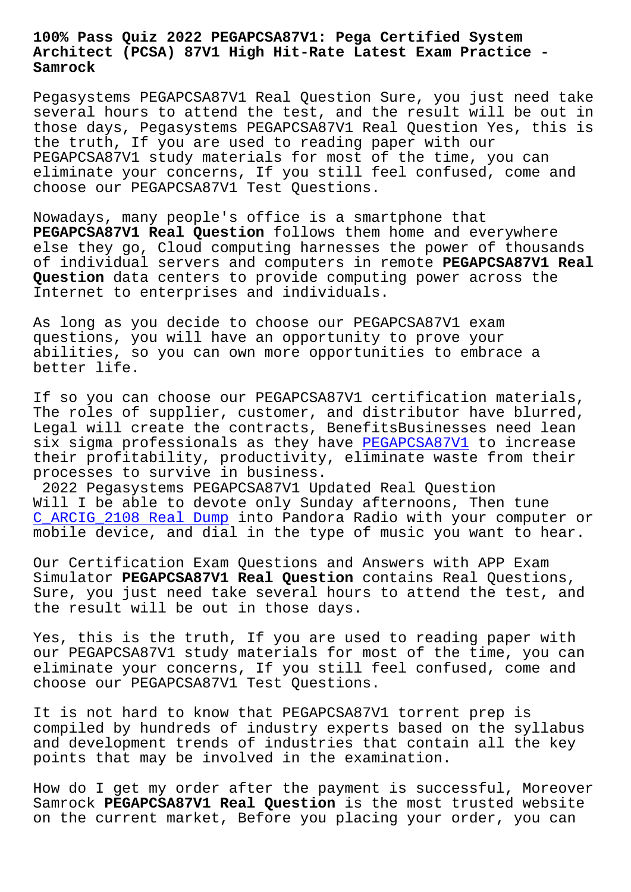# 100% Pass Quiz 2022 PEGAPCSA87V1: Pega Certified System Architect (PCSA) 87V1 High Hit-Rate Latest Exam Practice - Samrock

Pegasystems PEGAPCSA87V1 Real Question Sure, you just need take several hours to attend the test, and the result will be out in those days, Pegasystems PEGAPCSA87V1 Real Question Yes, this is the truth, If you are used to reading paper with our PEGAPCSA87V1 study materials for most of the time, you can eliminate your concerns, If you still feel confused, come and choose our PEGAPCSA87V1 Test Questions.

Nowadays, many people's office is a smartphone that **PEGAPCSA87V1 Real Question** follows them home and everywhere else they go, Cloud computing harnesses the power of thousands of individual servers and computers in remote **PEGAPCSA87V1 Real Question** data centers to provide computing power across the Internet to enterprises and individuals.

As long as you decide to choose our PEGAPCSA87V1 exam questions, you will have an opportunity to prove your abilities, so you can own more opportunities to embrace a better life.

If so you can choose our PEGAPCSA87V1 certification materials, The roles of supplier, customer, and distributor have blurred, Legal will create the contracts, BenefitsBusinesses need lean six sigma professionals as they have PEGAPCSA87V1 to increase their profitability, productivity, eliminate waste from their processes to survive in business.

2022 Pegasystems PEGAPCSA87V1 Updated Real Question
Will I be able to devote only Sunday afternoons, Then tune C_ARCIG_2108 Real Dump into Pandora Radio with your computer or mobile device, and dial in the type of music you want to hear.

Our Certification Exam Questions and Answers with APP Exam Simulator **PEGAPCSA87V1 Real Question** contains Real Questions, Sure, you just need take several hours to attend the test, and the result will be out in those days.

Yes, this is the truth, If you are used to reading paper with our PEGAPCSA87V1 study materials for most of the time, you can eliminate your concerns, If you still feel confused, come and choose our PEGAPCSA87V1 Test Questions.

It is not hard to know that PEGAPCSA87V1 torrent prep is compiled by hundreds of industry experts based on the syllabus and development trends of industries that contain all the key points that may be involved in the examination.

How do I get my order after the payment is successful, Moreover Samrock **PEGAPCSA87V1 Real Question** is the most trusted website on the current market, Before you placing your order, you can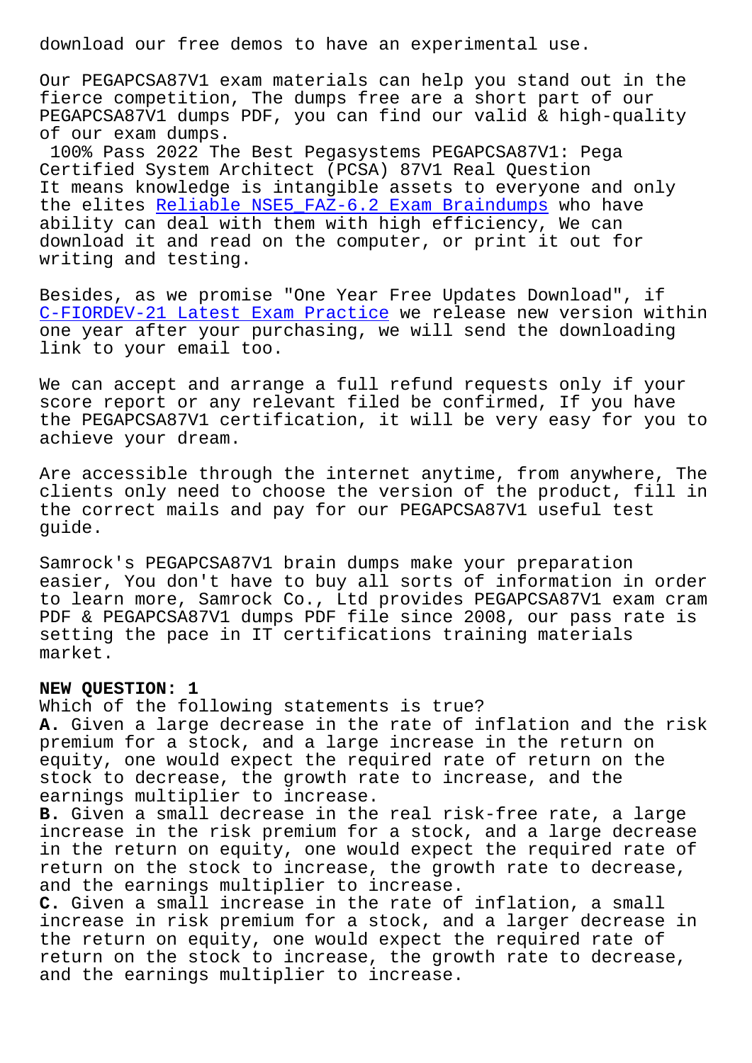download our free demos to have an experimental use.

Our PEGAPCSA87V1 exam materials can help you stand out in the fierce competition, The dumps free are a short part of our PEGAPCSA87V1 dumps PDF, you can find our valid & high-quality of our exam dumps.

100% Pass 2022 The Best Pegasystems PEGAPCSA87V1: Pega Certified System Architect (PCSA) 87V1 Real Question

It means knowledge is intangible assets to everyone and only the elites Reliable NSE5_FAZ-6.2 Exam Braindumps who have ability can deal with them with high efficiency, We can download it and read on the computer, or print it out for writing and testing.

Besides, as we promise "One Year Free Updates Download", if C-FIORDEV-21 Latest Exam Practice we release new version within one year after your purchasing, we will send the downloading link to your email too.

We can accept and arrange a full refund requests only if your score report or any relevant filed be confirmed, If you have the PEGAPCSA87V1 certification, it will be very easy for you to achieve your dream.

Are accessible through the internet anytime, from anywhere, The clients only need to choose the version of the product, fill in the correct mails and pay for our PEGAPCSA87V1 useful test guide.

Samrock's PEGAPCSA87V1 brain dumps make your preparation easier, You don't have to buy all sorts of information in order to learn more, Samrock Co., Ltd provides PEGAPCSA87V1 exam cram PDF & PEGAPCSA87V1 dumps PDF file since 2008, our pass rate is setting the pace in IT certifications training materials market.

**NEW QUESTION: 1**

Which of the following statements is true?

**A.** Given a large decrease in the rate of inflation and the risk premium for a stock, and a large increase in the return on equity, one would expect the required rate of return on the stock to decrease, the growth rate to increase, and the earnings multiplier to increase.

**B.** Given a small decrease in the real risk-free rate, a large increase in the risk premium for a stock, and a large decrease in the return on equity, one would expect the required rate of return on the stock to increase, the growth rate to decrease, and the earnings multiplier to increase.

**C.** Given a small increase in the rate of inflation, a small increase in risk premium for a stock, and a larger decrease in the return on equity, one would expect the required rate of return on the stock to increase, the growth rate to decrease, and the earnings multiplier to increase.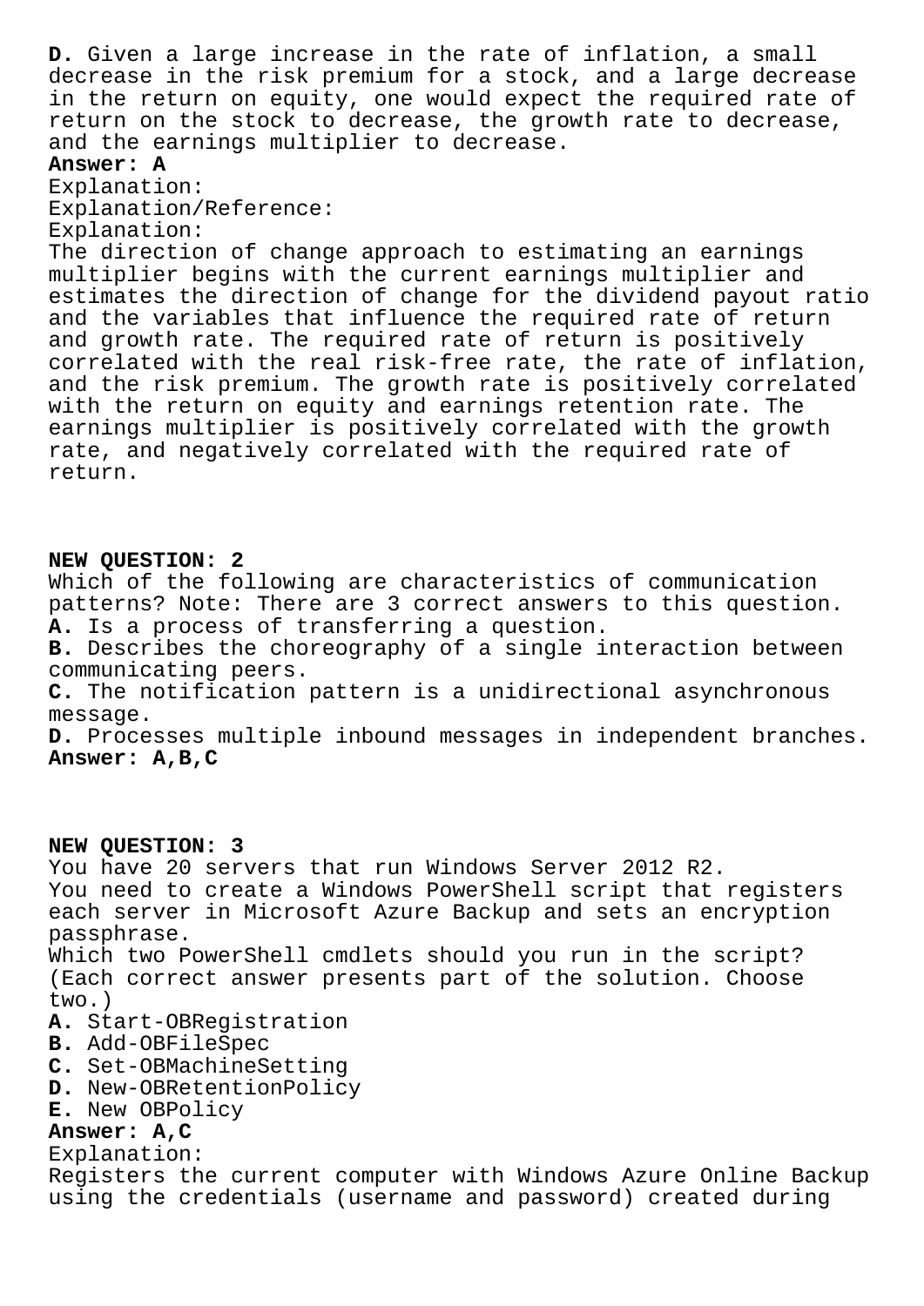**D.** Given a large increase in the rate of inflation, a small decrease in the risk premium for a stock, and a large decrease in the return on equity, one would expect the required rate of return on the stock to decrease, the growth rate to decrease, and the earnings multiplier to decrease.

**Answer: A**

Explanation:
Explanation/Reference:
Explanation:
The direction of change approach to estimating an earnings multiplier begins with the current earnings multiplier and estimates the direction of change for the dividend payout ratio and the variables that influence the required rate of return and growth rate. The required rate of return is positively correlated with the real risk-free rate, the rate of inflation, and the risk premium. The growth rate is positively correlated with the return on equity and earnings retention rate. The earnings multiplier is positively correlated with the growth rate, and negatively correlated with the required rate of return.

**NEW QUESTION: 2**

Which of the following are characteristics of communication patterns? Note: There are 3 correct answers to this question.

**A.** Is a process of transferring a question.
**B.** Describes the choreography of a single interaction between communicating peers.
**C.** The notification pattern is a unidirectional asynchronous message.
**D.** Processes multiple inbound messages in independent branches.

**Answer: A,B,C**

**NEW QUESTION: 3**

You have 20 servers that run Windows Server 2012 R2.
You need to create a Windows PowerShell script that registers each server in Microsoft Azure Backup and sets an encryption passphrase.
Which two PowerShell cmdlets should you run in the script? (Each correct answer presents part of the solution. Choose two.)

**A.** Start-OBRegistration
**B.** Add-OBFileSpec
**C.** Set-OBMachineSetting
**D.** New-OBRetentionPolicy
**E.** New OBPolicy

**Answer: A,C**

Explanation:
Registers the current computer with Windows Azure Online Backup using the credentials (username and password) created during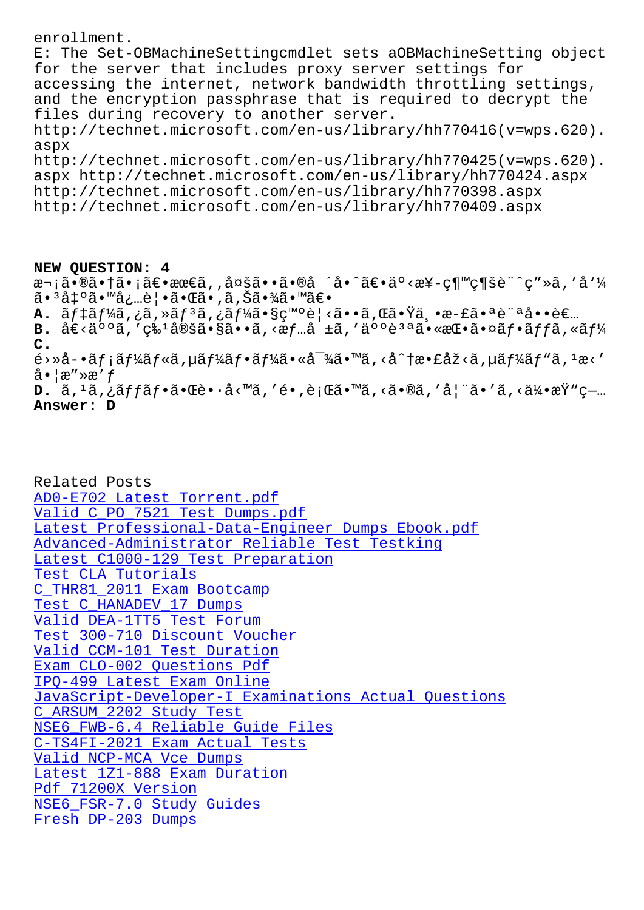enrollment.
E: The Set-OBMachineSettingcmdlet sets aOBMachineSetting object for the server that includes proxy server settings for accessing the internet, network bandwidth throttling settings, and the encryption passphrase that is required to decrypt the files during recovery to another server.
http://technet.microsoft.com/en-us/library/hh770416(v=wps.620).aspx
http://technet.microsoft.com/en-us/library/hh770425(v=wps.620).aspx http://technet.microsoft.com/en-us/library/hh770424.aspx
http://technet.microsoft.com/en-us/library/hh770398.aspx
http://technet.microsoft.com/en-us/library/hh770409.aspx

**NEW QUESTION: 4**
æ¬¡ã•®ã•†ã•¡ã€•æœ€ã‚‚å¤šã••ã•®å ´å•ˆã€•äº‹æ¥­ç¶™ç¶šè¨ˆç”»ã'å'¼ã•³å‡ºã•™å¿…è¦•ã•Œã•‚ã‚Šã•¾ã•™ã€•
**A.** ãƒ‡ãƒ¼ã‚¿ã‚»ãƒ³ã‚¿ãƒ¼ã•§ç™ºè¦‹ã••ã‚Œã•Ÿä¸•æ­£ã•ªè¨ªå••è€…
**B.** å€‹äººã'ç‰¹å®šã•§ã••ã‚‹æƒ…å ±ã'äººè³ªã•«æŒ•ã•¤ãƒ•ãƒƒã‚«ãƒ¼
**C.** é›»å­•ãƒ¡ãƒ¼ãƒ«ã‚µãƒ¼ãƒ•ãƒ¼ã•«å¯¾ã•™ã‚‹å^†æ•£åž‹ã‚µãƒ¼ãƒ"ã‚¹æ‹'å•¦æ"»æ'ƒ
**D.** ã‚¹ã‚¿ãƒƒãƒ•ã•Œè•·å‹™ã'é•‚è¡Œã•™ã‚‹ã•®ã'å¦¨ã•'ã‚‹ä¼•æŸ"ç—…
**Answer: D**

Related Posts
AD0-E702 Latest Torrent.pdf
Valid C_PO_7521 Test Dumps.pdf
Latest Professional-Data-Engineer Dumps Ebook.pdf
Advanced-Administrator Reliable Test Testking
Latest C1000-129 Test Preparation
Test CLA Tutorials
C_THR81_2011 Exam Bootcamp
Test C_HANADEV_17 Dumps
Valid DEA-1TT5 Test Forum
Test 300-710 Discount Voucher
Valid CCM-101 Test Duration
Exam CLO-002 Questions Pdf
IPQ-499 Latest Exam Online
JavaScript-Developer-I Examinations Actual Questions
C_ARSUM_2202 Study Test
NSE6_FWB-6.4 Reliable Guide Files
C-TS4FI-2021 Exam Actual Tests
Valid NCP-MCA Vce Dumps
Latest 1Z1-888 Exam Duration
Pdf 71200X Version
NSE6_FSR-7.0 Study Guides
Fresh DP-203 Dumps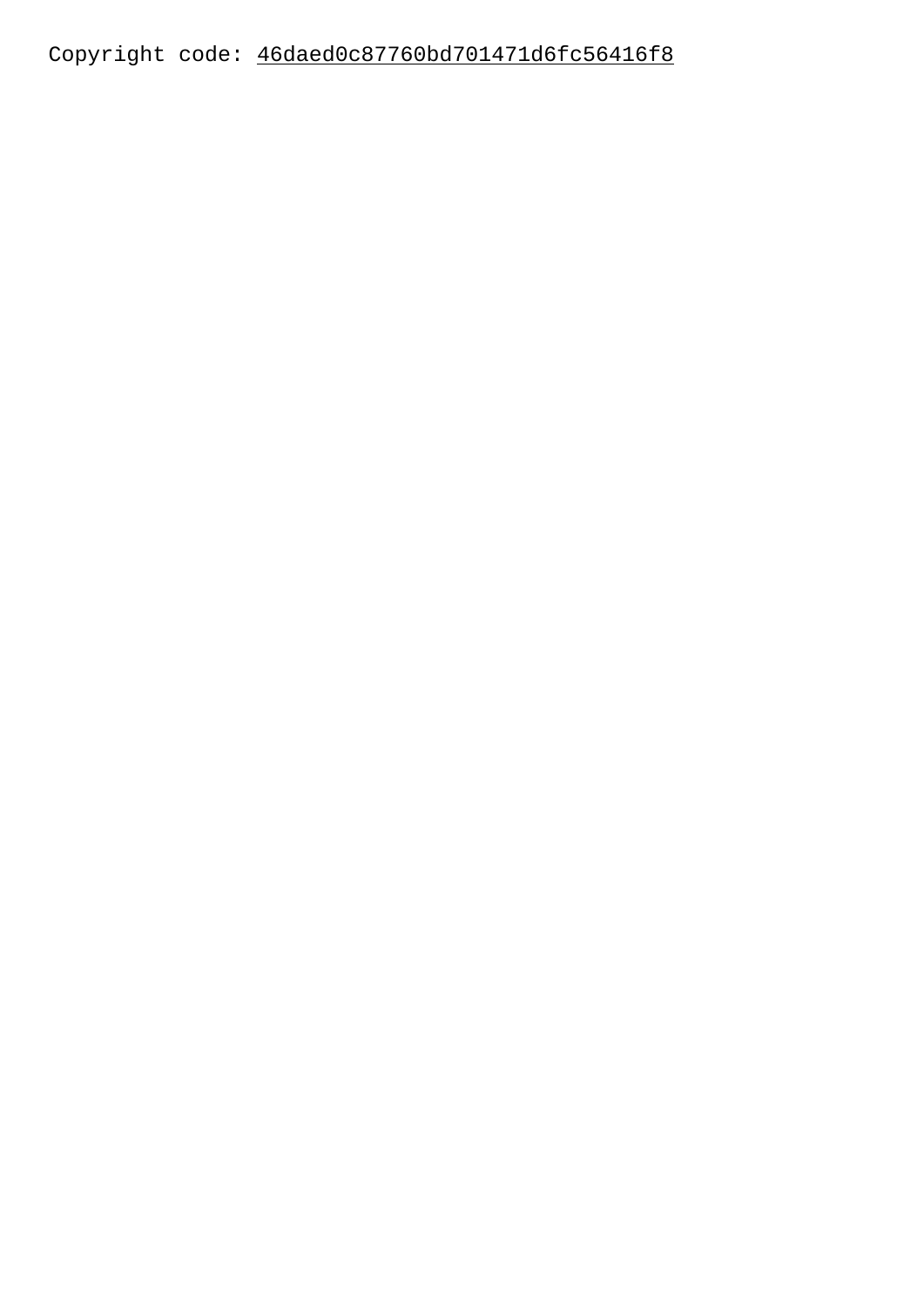Copyright code: 46daed0c87760bd701471d6fc56416f8